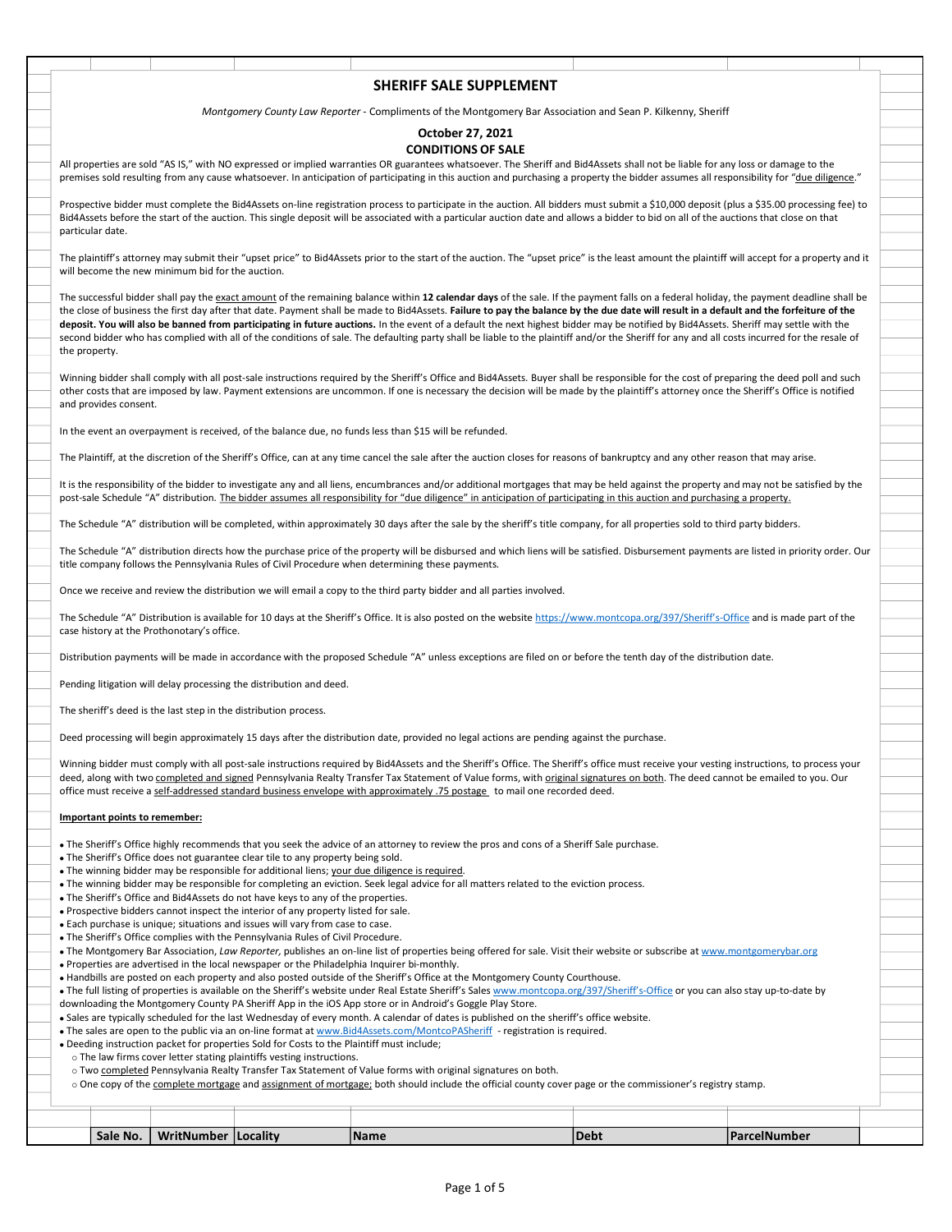# SHERIFF SALE SUPPLEMENT

*Montgomery County Law Reporter* - Compliments of the Montgomery Bar Association and Sean P. Kilkenny, Sheriff

**October 27, 2021**

**CONDITIONS OF SALE**

All properties are sold "AS IS," with NO expressed or implied warranties OR guarantees whatsoever. The Sheriff and Bid4Assets shall not be liable for any loss or damage to the premises sold resulting from any cause whatsoever. In anticipation of participating in this auction and purchasing a property the bidder assumes all responsibility for "due diligence."

Prospective bidder must complete the Bid4Assets on-line registration process to participate in the auction. All bidders must submit a $10,000 deposit (plus a $35.00 processing fee) to Bid4Assets before the start of the auction. This single deposit will be associated with a particular auction date and allows a bidder to bid on all of the auctions that close on that particular date.

The plaintiff's attorney may submit their "upset price" to Bid4Assets prior to the start of the auction. The "upset price" is the least amount the plaintiff will accept for a property and it will become the new minimum bid for the auction.

The successful bidder shall pay the exact amount of the remaining balance within **12 calendar days** of the sale. If the payment falls on a federal holiday, the payment deadline shall be the close of business the first day after that date. Payment shall be made to Bid4Assets. **Failure to pay the balance by the due date will result in a default and the forfeiture of the deposit. You will also be banned from participating in future auctions.** In the event of a default the next highest bidder may be notified by Bid4Assets. Sheriff may settle with the second bidder who has complied with all of the conditions of sale. The defaulting party shall be liable to the plaintiff and/or the Sheriff for any and all costs incurred for the resale of the property.

Winning bidder shall comply with all post-sale instructions required by the Sheriff's Office and Bid4Assets. Buyer shall be responsible for the cost of preparing the deed poll and such other costs that are imposed by law. Payment extensions are uncommon. If one is necessary the decision will be made by the plaintiff's attorney once the Sheriff's Office is notified and provides consent.

In the event an overpayment is received, of the balance due, no funds less than $15 will be refunded.

The Plaintiff, at the discretion of the Sheriff's Office, can at any time cancel the sale after the auction closes for reasons of bankruptcy and any other reason that may arise.

It is the responsibility of the bidder to investigate any and all liens, encumbrances and/or additional mortgages that may be held against the property and may not be satisfied by the post-sale Schedule "A" distribution. The bidder assumes all responsibility for "due diligence" in anticipation of participating in this auction and purchasing a property.

The Schedule "A" distribution will be completed, within approximately 30 days after the sale by the sheriff's title company, for all properties sold to third party bidders.

The Schedule "A" distribution directs how the purchase price of the property will be disbursed and which liens will be satisfied. Disbursement payments are listed in priority order. Our title company follows the Pennsylvania Rules of Civil Procedure when determining these payments.

Once we receive and review the distribution we will email a copy to the third party bidder and all parties involved.

The Schedule "A" Distribution is available for 10 days at the Sheriff's Office. It is also posted on the website https://www.montcopa.org/397/Sheriff's-Office and is made part of the case history at the Prothonotary's office.

Distribution payments will be made in accordance with the proposed Schedule "A" unless exceptions are filed on or before the tenth day of the distribution date.

Pending litigation will delay processing the distribution and deed.

The sheriff's deed is the last step in the distribution process.

Deed processing will begin approximately 15 days after the distribution date, provided no legal actions are pending against the purchase.

Winning bidder must comply with all post-sale instructions required by Bid4Assets and the Sheriff's Office. The Sheriff's office must receive your vesting instructions, to process your deed, along with two completed and signed Pennsylvania Realty Transfer Tax Statement of Value forms, with original signatures on both. The deed cannot be emailed to you. Our office must receive a self-addressed standard business envelope with approximately .75 postage to mail one recorded deed.

**Important points to remember:**

- The Sheriff's Office highly recommends that you seek the advice of an attorney to review the pros and cons of a Sheriff Sale purchase.
- The Sheriff's Office does not guarantee clear tile to any property being sold.
- The winning bidder may be responsible for additional liens; your due diligence is required.
- The winning bidder may be responsible for completing an eviction. Seek legal advice for all matters related to the eviction process.
- The Sheriff's Office and Bid4Assets do not have keys to any of the properties.
- Prospective bidders cannot inspect the interior of any property listed for sale.
- Each purchase is unique; situations and issues will vary from case to case.
- The Sheriff's Office complies with the Pennsylvania Rules of Civil Procedure.
- The Montgomery Bar Association, *Law Reporter,* publishes an on-line list of properties being offered for sale. Visit their website or subscribe at www.montgomerybar.org
- Properties are advertised in the local newspaper or the Philadelphia Inquirer bi-monthly.
- Handbills are posted on each property and also posted outside of the Sheriff's Office at the Montgomery County Courthouse.
- The full listing of properties is available on the Sheriff's website under Real Estate Sheriff's Sales www.montcopa.org/397/Sheriff's-Office or you can also stay up-to-date by downloading the Montgomery County PA Sheriff App in the iOS App store or in Android's Goggle Play Store.
- Sales are typically scheduled for the last Wednesday of every month. A calendar of dates is published on the sheriff's office website.
- The sales are open to the public via an on-line format at www.Bid4Assets.com/MontcoPASheriff - registration is required.
- Deeding instruction packet for properties Sold for Costs to the Plaintiff must include;
  - The law firms cover letter stating plaintiffs vesting instructions.
  - Two completed Pennsylvania Realty Transfer Tax Statement of Value forms with original signatures on both.
  - One copy of the complete mortgage and assignment of mortgage; both should include the official county cover page or the commissioner's registry stamp.

| Sale No. | WritNumber | Locality | Name | Debt | ParcelNumber |
|---|---|---|---|---|---|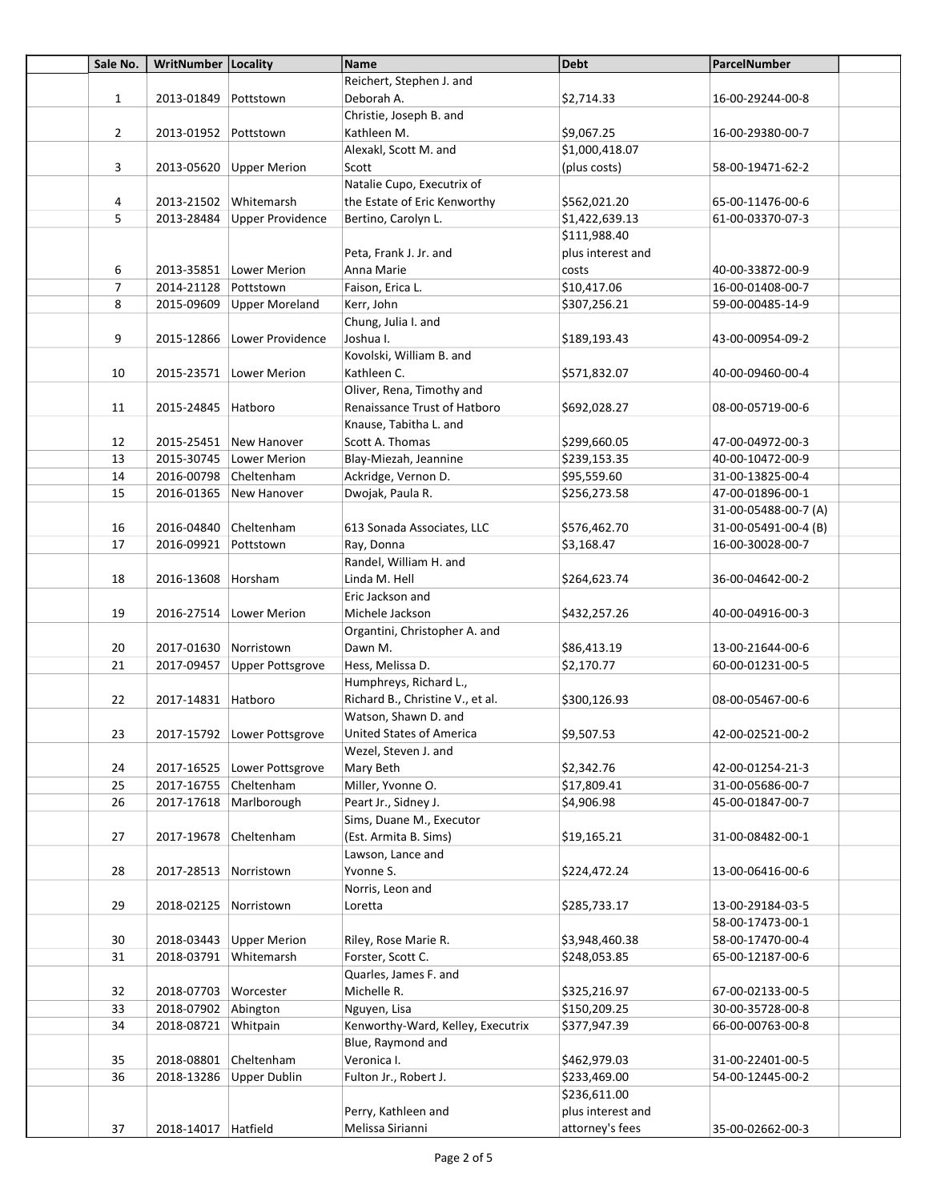| Sale No. | WritNumber | Locality | Name | Debt | ParcelNumber |
|---|---|---|---|---|---|
| 1 | 2013-01849 | Pottstown | Reichert, Stephen J. and Deborah A. | $2,714.33 | 16-00-29244-00-8 |
| 2 | 2013-01952 | Pottstown | Christie, Joseph B. and Kathleen M. | $9,067.25 | 16-00-29380-00-7 |
| 3 | 2013-05620 | Upper Merion | Alexakl, Scott M. and Scott | $1,000,418.07 (plus costs) | 58-00-19471-62-2 |
| 4 | 2013-21502 | Whitemarsh | Natalie Cupo, Executrix of the Estate of Eric Kenworthy | $562,021.20 | 65-00-11476-00-6 |
| 5 | 2013-28484 | Upper Providence | Bertino, Carolyn L. | $1,422,639.13 | 61-00-03370-07-3 |
| 6 | 2013-35851 | Lower Merion | Peta, Frank J. Jr. and Anna Marie | $111,988.40 plus interest and costs | 40-00-33872-00-9 |
| 7 | 2014-21128 | Pottstown | Faison, Erica L. | $10,417.06 | 16-00-01408-00-7 |
| 8 | 2015-09609 | Upper Moreland | Kerr, John | $307,256.21 | 59-00-00485-14-9 |
| 9 | 2015-12866 | Lower Providence | Chung, Julia I. and Joshua I. | $189,193.43 | 43-00-00954-09-2 |
| 10 | 2015-23571 | Lower Merion | Kovolski, William B. and Kathleen C. | $571,832.07 | 40-00-09460-00-4 |
| 11 | 2015-24845 | Hatboro | Oliver, Rena, Timothy and Renaissance Trust of Hatboro | $692,028.27 | 08-00-05719-00-6 |
| 12 | 2015-25451 | New Hanover | Knause, Tabitha L. and Scott A. Thomas | $299,660.05 | 47-00-04972-00-3 |
| 13 | 2015-30745 | Lower Merion | Blay-Miezah, Jeannine | $239,153.35 | 40-00-10472-00-9 |
| 14 | 2016-00798 | Cheltenham | Ackridge, Vernon D. | $95,559.60 | 31-00-13825-00-4 |
| 15 | 2016-01365 | New Hanover | Dwojak, Paula R. | $256,273.58 | 47-00-01896-00-1 |
| 16 | 2016-04840 | Cheltenham | 613 Sonada Associates, LLC | $576,462.70 | 31-00-05488-00-7 (A) 31-00-05491-00-4 (B) |
| 17 | 2016-09921 | Pottstown | Ray, Donna | $3,168.47 | 16-00-30028-00-7 |
| 18 | 2016-13608 | Horsham | Randel, William H. and Linda M. Hell | $264,623.74 | 36-00-04642-00-2 |
| 19 | 2016-27514 | Lower Merion | Eric Jackson and Michele Jackson | $432,257.26 | 40-00-04916-00-3 |
| 20 | 2017-01630 | Norristown | Organtini, Christopher A. and Dawn M. | $86,413.19 | 13-00-21644-00-6 |
| 21 | 2017-09457 | Upper Pottsgrove | Hess, Melissa D. | $2,170.77 | 60-00-01231-00-5 |
| 22 | 2017-14831 | Hatboro | Humphreys, Richard L., Richard B., Christine V., et al. | $300,126.93 | 08-00-05467-00-6 |
| 23 | 2017-15792 | Lower Pottsgrove | Watson, Shawn D. and United States of America | $9,507.53 | 42-00-02521-00-2 |
| 24 | 2017-16525 | Lower Pottsgrove | Wezel, Steven J. and Mary Beth | $2,342.76 | 42-00-01254-21-3 |
| 25 | 2017-16755 | Cheltenham | Miller, Yvonne O. | $17,809.41 | 31-00-05686-00-7 |
| 26 | 2017-17618 | Marlborough | Peart Jr., Sidney J. | $4,906.98 | 45-00-01847-00-7 |
| 27 | 2017-19678 | Cheltenham | Sims, Duane M., Executor (Est. Armita B. Sims) | $19,165.21 | 31-00-08482-00-1 |
| 28 | 2017-28513 | Norristown | Lawson, Lance and Yvonne S. | $224,472.24 | 13-00-06416-00-6 |
| 29 | 2018-02125 | Norristown | Norris, Leon and Loretta | $285,733.17 | 13-00-29184-03-5 |
| 30 | 2018-03443 | Upper Merion | Riley, Rose Marie R. | $3,948,460.38 | 58-00-17473-00-1 58-00-17470-00-4 |
| 31 | 2018-03791 | Whitemarsh | Forster, Scott C. | $248,053.85 | 65-00-12187-00-6 |
| 32 | 2018-07703 | Worcester | Quarles, James F. and Michelle R. | $325,216.97 | 67-00-02133-00-5 |
| 33 | 2018-07902 | Abington | Nguyen, Lisa | $150,209.25 | 30-00-35728-00-8 |
| 34 | 2018-08721 | Whitpain | Kenworthy-Ward, Kelley, Executrix | $377,947.39 | 66-00-00763-00-8 |
| 35 | 2018-08801 | Cheltenham | Blue, Raymond and Veronica I. | $462,979.03 | 31-00-22401-00-5 |
| 36 | 2018-13286 | Upper Dublin | Fulton Jr., Robert J. | $233,469.00 | 54-00-12445-00-2 |
| 37 | 2018-14017 | Hatfield | Perry, Kathleen and Melissa Sirianni | $236,611.00 plus interest and attorney's fees | 35-00-02662-00-3 |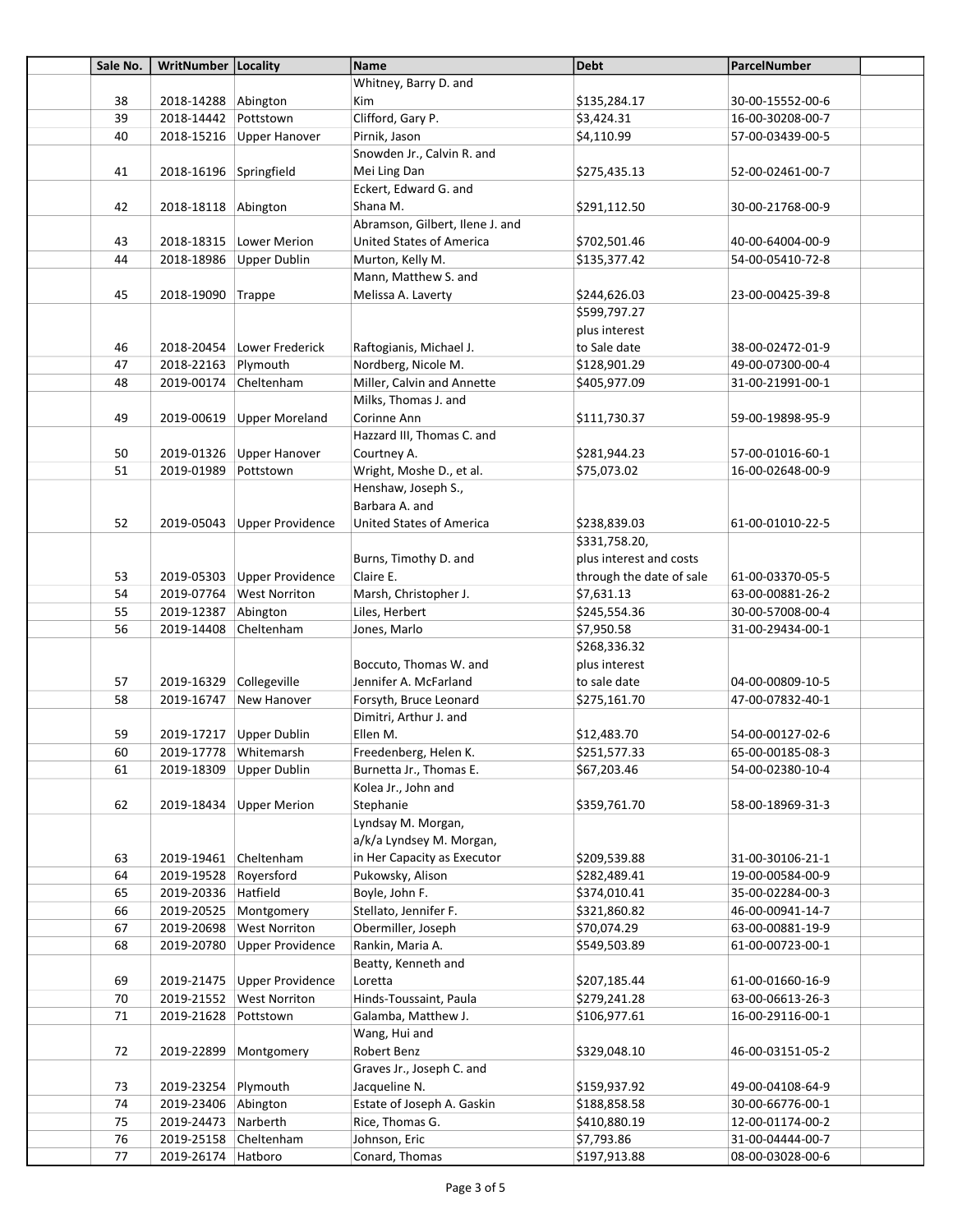| Sale No. | WritNumber | Locality | Name | Debt | ParcelNumber |
|---|---|---|---|---|---|
| 38 | 2018-14288 | Abington | Whitney, Barry D. and Kim | $135,284.17 | 30-00-15552-00-6 |
| 39 | 2018-14442 | Pottstown | Clifford, Gary P. | $3,424.31 | 16-00-30208-00-7 |
| 40 | 2018-15216 | Upper Hanover | Pirnik, Jason | $4,110.99 | 57-00-03439-00-5 |
| 41 | 2018-16196 | Springfield | Snowden Jr., Calvin R. and Mei Ling Dan | $275,435.13 | 52-00-02461-00-7 |
| 42 | 2018-18118 | Abington | Eckert, Edward G. and Shana M. | $291,112.50 | 30-00-21768-00-9 |
| 43 | 2018-18315 | Lower Merion | Abramson, Gilbert, Ilene J. and United States of America | $702,501.46 | 40-00-64004-00-9 |
| 44 | 2018-18986 | Upper Dublin | Murton, Kelly M. | $135,377.42 | 54-00-05410-72-8 |
| 45 | 2018-19090 | Trappe | Mann, Matthew S. and Melissa A. Laverty | $244,626.03 | 23-00-00425-39-8 |
| 46 | 2018-20454 | Lower Frederick | Raftogianis, Michael J. | $599,797.27 plus interest to Sale date | 38-00-02472-01-9 |
| 47 | 2018-22163 | Plymouth | Nordberg, Nicole M. | $128,901.29 | 49-00-07300-00-4 |
| 48 | 2019-00174 | Cheltenham | Miller, Calvin and Annette | $405,977.09 | 31-00-21991-00-1 |
| 49 | 2019-00619 | Upper Moreland | Milks, Thomas J. and Corinne Ann | $111,730.37 | 59-00-19898-95-9 |
| 50 | 2019-01326 | Upper Hanover | Hazzard III, Thomas C. and Courtney A. | $281,944.23 | 57-00-01016-60-1 |
| 51 | 2019-01989 | Pottstown | Wright, Moshe D., et al. | $75,073.02 | 16-00-02648-00-9 |
| 52 | 2019-05043 | Upper Providence | Henshaw, Joseph S., Barbara A. and United States of America | $238,839.03 | 61-00-01010-22-5 |
| 53 | 2019-05303 | Upper Providence | Burns, Timothy D. and Claire E. | $331,758.20, plus interest and costs through the date of sale | 61-00-03370-05-5 |
| 54 | 2019-07764 | West Norriton | Marsh, Christopher J. | $7,631.13 | 63-00-00881-26-2 |
| 55 | 2019-12387 | Abington | Liles, Herbert | $245,554.36 | 30-00-57008-00-4 |
| 56 | 2019-14408 | Cheltenham | Jones, Marlo | $7,950.58 | 31-00-29434-00-1 |
| 57 | 2019-16329 | Collegeville | Boccuto, Thomas W. and Jennifer A. McFarland | $268,336.32 plus interest to sale date | 04-00-00809-10-5 |
| 58 | 2019-16747 | New Hanover | Forsyth, Bruce Leonard | $275,161.70 | 47-00-07832-40-1 |
| 59 | 2019-17217 | Upper Dublin | Dimitri, Arthur J. and Ellen M. | $12,483.70 | 54-00-00127-02-6 |
| 60 | 2019-17778 | Whitemarsh | Freedenberg, Helen K. | $251,577.33 | 65-00-00185-08-3 |
| 61 | 2019-18309 | Upper Dublin | Burnetta Jr., Thomas E. | $67,203.46 | 54-00-02380-10-4 |
| 62 | 2019-18434 | Upper Merion | Kolea Jr., John and Stephanie | $359,761.70 | 58-00-18969-31-3 |
| 63 | 2019-19461 | Cheltenham | Lyndsay M. Morgan, a/k/a Lyndsey M. Morgan, in Her Capacity as Executor | $209,539.88 | 31-00-30106-21-1 |
| 64 | 2019-19528 | Royersford | Pukowsky, Alison | $282,489.41 | 19-00-00584-00-9 |
| 65 | 2019-20336 | Hatfield | Boyle, John F. | $374,010.41 | 35-00-02284-00-3 |
| 66 | 2019-20525 | Montgomery | Stellato, Jennifer F. | $321,860.82 | 46-00-00941-14-7 |
| 67 | 2019-20698 | West Norriton | Obermiller, Joseph | $70,074.29 | 63-00-00881-19-9 |
| 68 | 2019-20780 | Upper Providence | Rankin, Maria A. | $549,503.89 | 61-00-00723-00-1 |
| 69 | 2019-21475 | Upper Providence | Beatty, Kenneth and Loretta | $207,185.44 | 61-00-01660-16-9 |
| 70 | 2019-21552 | West Norriton | Hinds-Toussaint, Paula | $279,241.28 | 63-00-06613-26-3 |
| 71 | 2019-21628 | Pottstown | Galamba, Matthew J. | $106,977.61 | 16-00-29116-00-1 |
| 72 | 2019-22899 | Montgomery | Wang, Hui and Robert Benz | $329,048.10 | 46-00-03151-05-2 |
| 73 | 2019-23254 | Plymouth | Graves Jr., Joseph C. and Jacqueline N. | $159,937.92 | 49-00-04108-64-9 |
| 74 | 2019-23406 | Abington | Estate of Joseph A. Gaskin | $188,858.58 | 30-00-66776-00-1 |
| 75 | 2019-24473 | Narberth | Rice, Thomas G. | $410,880.19 | 12-00-01174-00-2 |
| 76 | 2019-25158 | Cheltenham | Johnson, Eric | $7,793.86 | 31-00-04444-00-7 |
| 77 | 2019-26174 | Hatboro | Conard, Thomas | $197,913.88 | 08-00-03028-00-6 |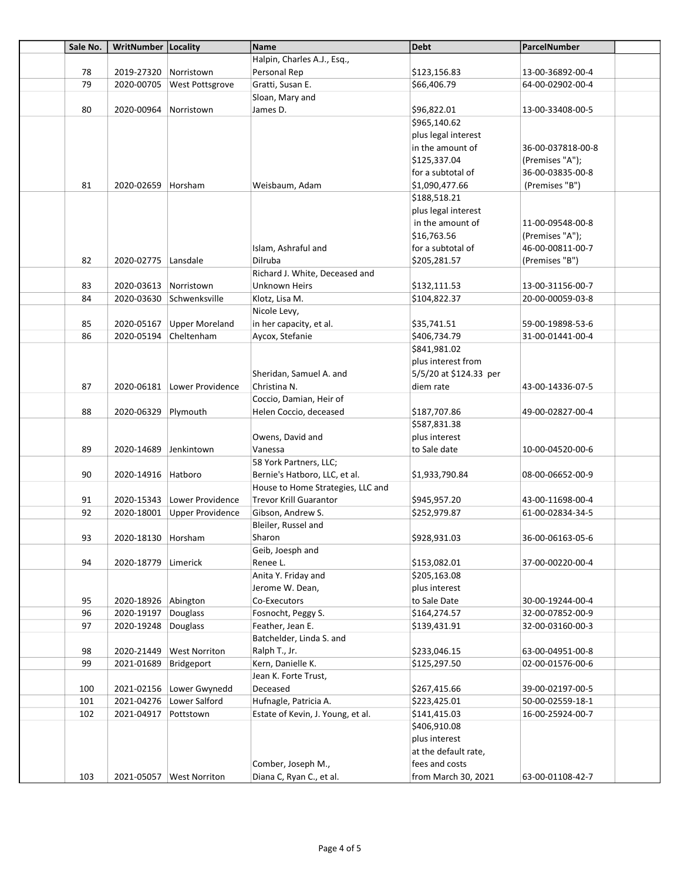| Sale No. | WritNumber | Locality | Name | Debt | ParcelNumber |
|---|---|---|---|---|---|
| 78 | 2019-27320 | Norristown | Halpin, Charles A.J., Esq., Personal Rep | $123,156.83 | 13-00-36892-00-4 |
| 79 | 2020-00705 | West Pottsgrove | Gratti, Susan E. | $66,406.79 | 64-00-02902-00-4 |
| 80 | 2020-00964 | Norristown | Sloan, Mary and James D. | $96,822.01 | 13-00-33408-00-5 |
| 81 | 2020-02659 | Horsham | Weisbaum, Adam | $965,140.62 plus legal interest in the amount of $125,337.04 for a subtotal of $1,090,477.66 | 36-00-037818-00-8 (Premises "A"); 36-00-03835-00-8 (Premises "B") |
| 82 | 2020-02775 | Lansdale | Islam, Ashraful and Dilruba | $188,518.21 plus legal interest in the amount of $16,763.56 for a subtotal of $205,281.57 | 11-00-09548-00-8 (Premises "A"); 46-00-00811-00-7 (Premises "B") |
| 83 | 2020-03613 | Norristown | Richard J. White, Deceased and Unknown Heirs | $132,111.53 | 13-00-31156-00-7 |
| 84 | 2020-03630 | Schwenksville | Klotz, Lisa M. | $104,822.37 | 20-00-00059-03-8 |
| 85 | 2020-05167 | Upper Moreland | Nicole Levy, in her capacity, et al. | $35,741.51 | 59-00-19898-53-6 |
| 86 | 2020-05194 | Cheltenham | Aycox, Stefanie | $406,734.79 | 31-00-01441-00-4 |
| 87 | 2020-06181 | Lower Providence | Sheridan, Samuel A. and Christina N. | $841,981.02 plus interest from 5/5/20 at $124.33 per diem rate | 43-00-14336-07-5 |
| 88 | 2020-06329 | Plymouth | Coccio, Damian, Heir of Helen Coccio, deceased | $187,707.86 | 49-00-02827-00-4 |
| 89 | 2020-14689 | Jenkintown | Owens, David and Vanessa | $587,831.38 plus interest to Sale date | 10-00-04520-00-6 |
| 90 | 2020-14916 | Hatboro | 58 York Partners, LLC; Bernie's Hatboro, LLC, et al. | $1,933,790.84 | 08-00-06652-00-9 |
| 91 | 2020-15343 | Lower Providence | House to Home Strategies, LLC and Trevor Krill Guarantor | $945,957.20 | 43-00-11698-00-4 |
| 92 | 2020-18001 | Upper Providence | Gibson, Andrew S. | $252,979.87 | 61-00-02834-34-5 |
| 93 | 2020-18130 | Horsham | Bleiler, Russel and Sharon | $928,931.03 | 36-00-06163-05-6 |
| 94 | 2020-18779 | Limerick | Geib, Joesph and Renee L. | $153,082.01 | 37-00-00220-00-4 |
| 95 | 2020-18926 | Abington | Anita Y. Friday and Jerome W. Dean, Co-Executors | $205,163.08 plus interest to Sale Date | 30-00-19244-00-4 |
| 96 | 2020-19197 | Douglass | Fosnocht, Peggy S. | $164,274.57 | 32-00-07852-00-9 |
| 97 | 2020-19248 | Douglass | Feather, Jean E. | $139,431.91 | 32-00-03160-00-3 |
| 98 | 2020-21449 | West Norriton | Batchelder, Linda S. and Ralph T., Jr. | $233,046.15 | 63-00-04951-00-8 |
| 99 | 2021-01689 | Bridgeport | Kern, Danielle K. | $125,297.50 | 02-00-01576-00-6 |
| 100 | 2021-02156 | Lower Gwynedd | Jean K. Forte Trust, Deceased | $267,415.66 | 39-00-02197-00-5 |
| 101 | 2021-04276 | Lower Salford | Hufnagle, Patricia A. | $223,425.01 | 50-00-02559-18-1 |
| 102 | 2021-04917 | Pottstown | Estate of Kevin, J. Young, et al. | $141,415.03 | 16-00-25924-00-7 |
| 103 | 2021-05057 | West Norriton | Comber, Joseph M., Diana C, Ryan C., et al. | $406,910.08 plus interest at the default rate, fees and costs from March 30, 2021 | 63-00-01108-42-7 |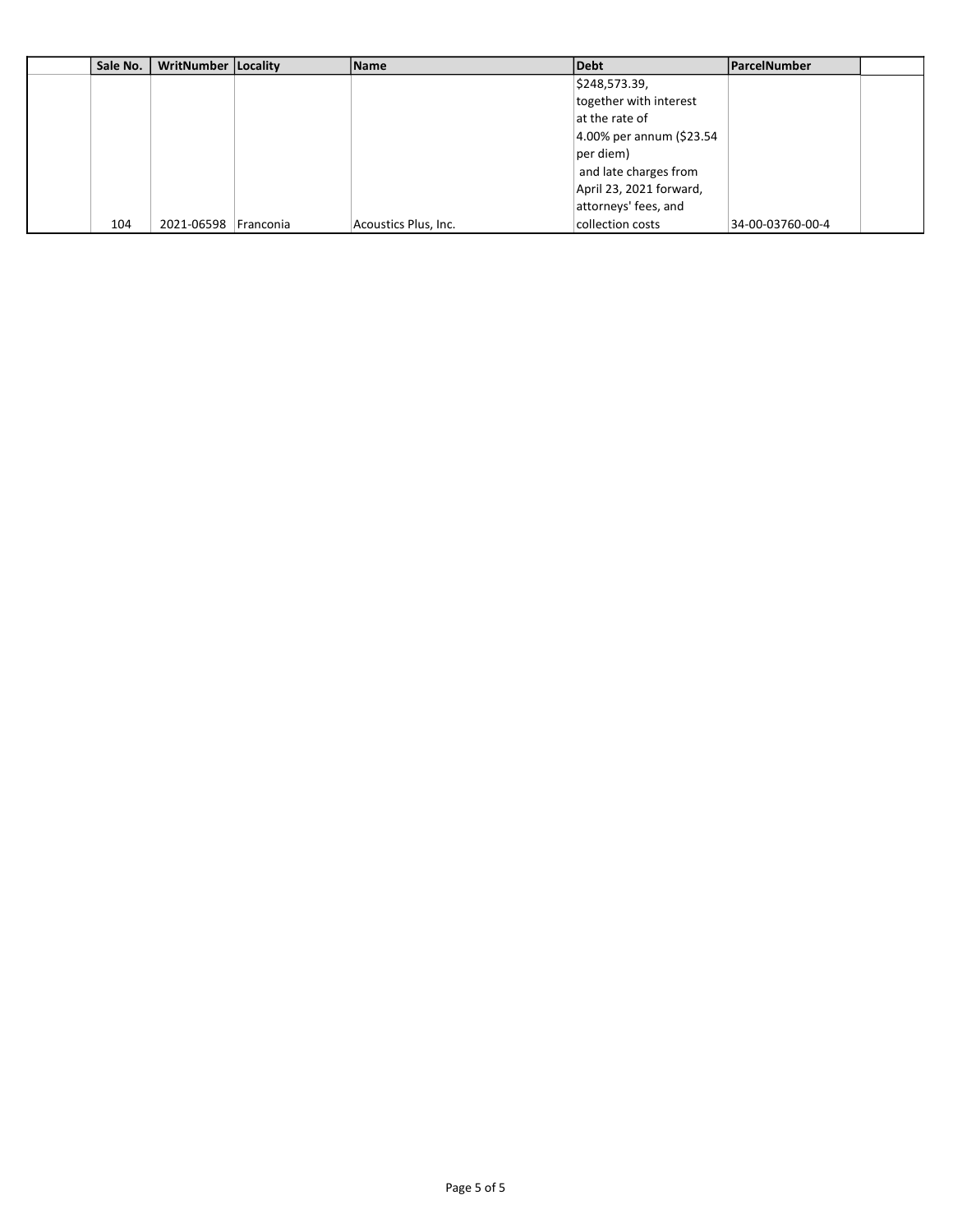| | Sale No. | WritNumber | Locality | Name | Debt | ParcelNumber | |
|---|---|---|---|---|---|---|---|
| | 104 | 2021-06598 | Franconia | Acoustics Plus, Inc. | $248,573.39, together with interest at the rate of 4.00% per annum ($23.54 per diem) and late charges from April 23, 2021 forward, attorneys' fees, and collection costs | 34-00-03760-00-4 | |